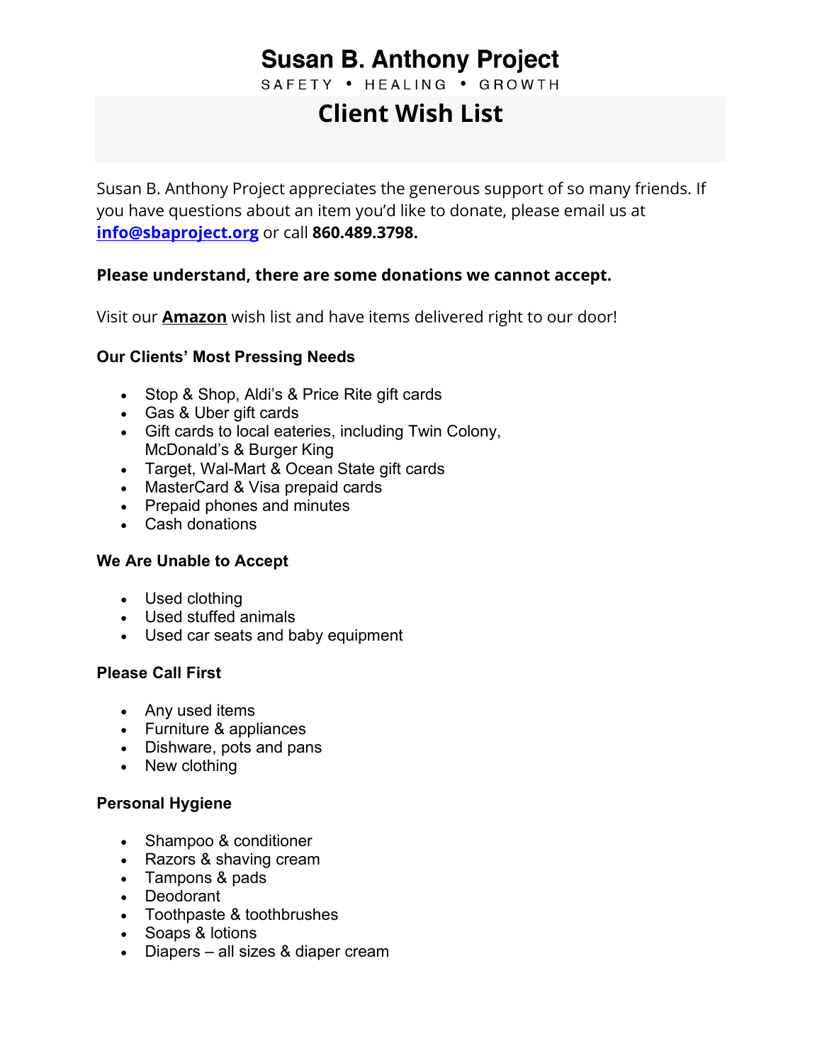# Susan B. Anthony Project

SAFETY • HEALING • GROWTH

## Client Wish List

Susan B. Anthony Project appreciates the generous support of so many friends. If you have questions about an item you'd like to donate, please email us at **info@sbaproject.org** or call **860.489.3798.**

**Please understand, there are some donations we cannot accept.**

Visit our **Amazon** wish list and have items delivered right to our door!

### Our Clients' Most Pressing Needs

- Stop & Shop, Aldi's & Price Rite gift cards
- Gas & Uber gift cards
- Gift cards to local eateries, including Twin Colony, McDonald's & Burger King
- Target, Wal-Mart & Ocean State gift cards
- MasterCard & Visa prepaid cards
- Prepaid phones and minutes
- Cash donations

### We Are Unable to Accept

- Used clothing
- Used stuffed animals
- Used car seats and baby equipment

### Please Call First

- Any used items
- Furniture & appliances
- Dishware, pots and pans
- New clothing

### Personal Hygiene

- Shampoo & conditioner
- Razors & shaving cream
- Tampons & pads
- Deodorant
- Toothpaste & toothbrushes
- Soaps & lotions
- Diapers – all sizes & diaper cream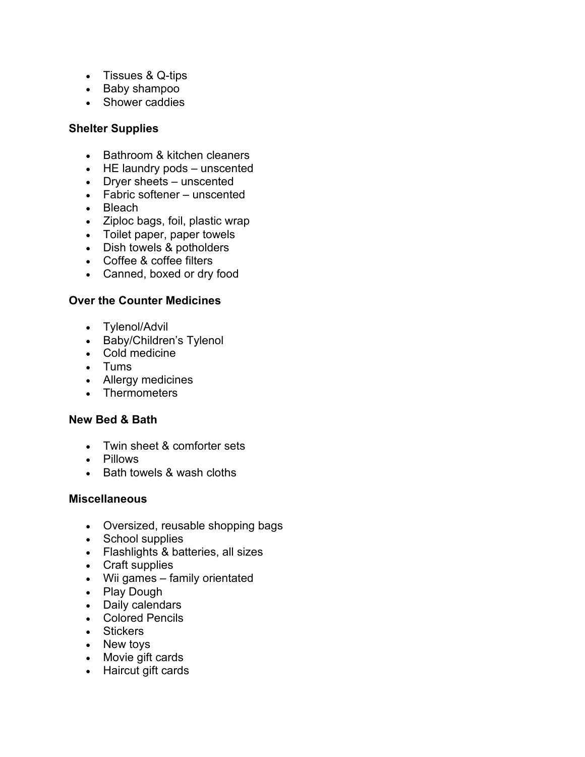- Tissues & Q-tips
- Baby shampoo
- Shower caddies

**Shelter Supplies**

- Bathroom & kitchen cleaners
- HE laundry pods – unscented
- Dryer sheets – unscented
- Fabric softener – unscented
- Bleach
- Ziploc bags, foil, plastic wrap
- Toilet paper, paper towels
- Dish towels & potholders
- Coffee & coffee filters
- Canned, boxed or dry food

**Over the Counter Medicines**

- Tylenol/Advil
- Baby/Children's Tylenol
- Cold medicine
- Tums
- Allergy medicines
- Thermometers

**New Bed & Bath**

- Twin sheet & comforter sets
- Pillows
- Bath towels & wash cloths

**Miscellaneous**

- Oversized, reusable shopping bags
- School supplies
- Flashlights & batteries, all sizes
- Craft supplies
- Wii games – family orientated
- Play Dough
- Daily calendars
- Colored Pencils
- Stickers
- New toys
- Movie gift cards
- Haircut gift cards